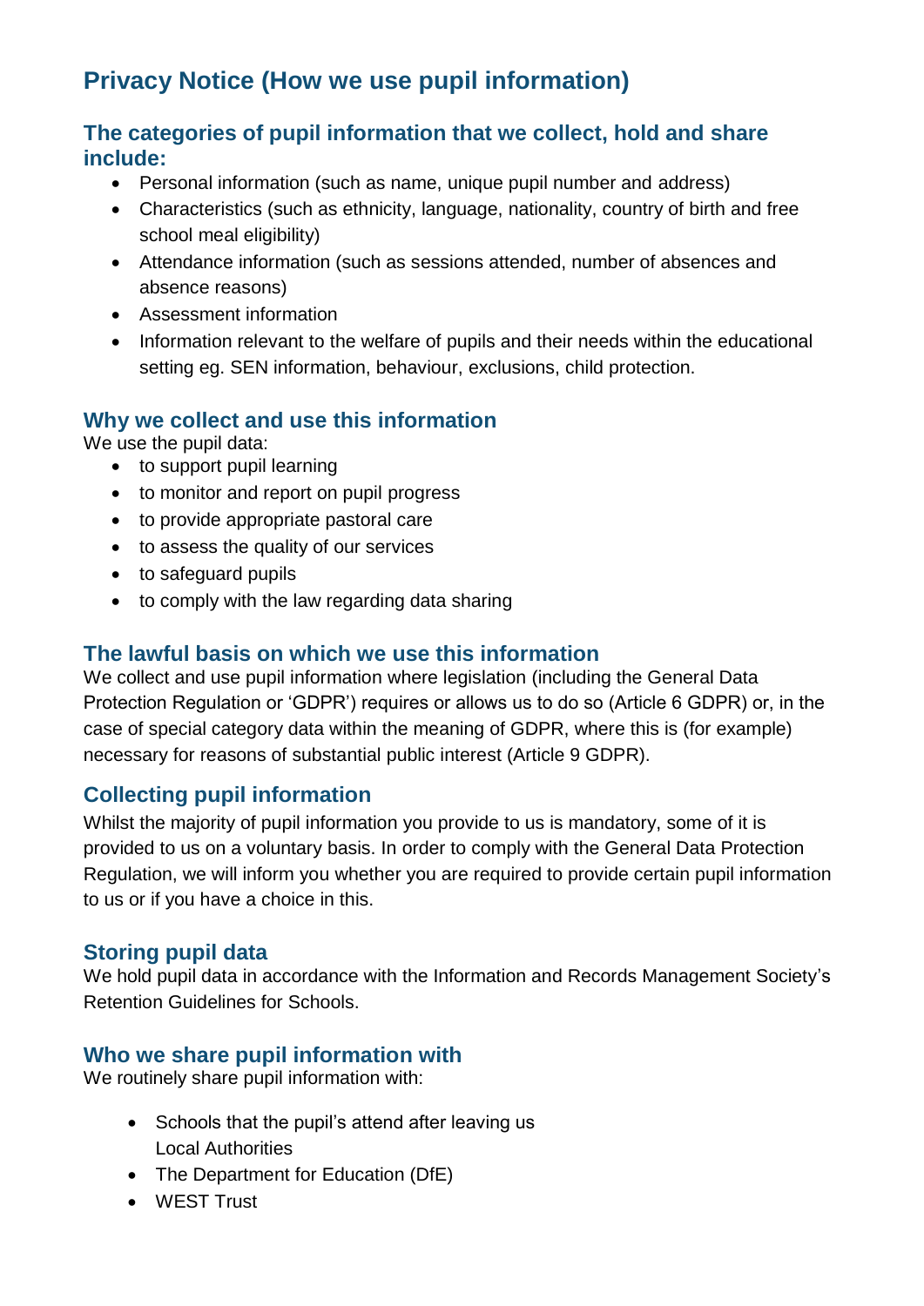# Privacy Notice (How we use pupil information)

## The categories of pupil information that we collect, hold and share include:

- Personal information (such as name, unique pupil number and address)
- Characteristics (such as ethnicity, language, nationality, country of birth and free school meal eligibility)
- Attendance information (such as sessions attended, number of absences and absence reasons)
- Assessment information
- Information relevant to the welfare of pupils and their needs within the educational setting eg. SEN information, behaviour, exclusions, child protection.

## Why we collect and use this information

We use the pupil data:

- to support pupil learning
- to monitor and report on pupil progress
- to provide appropriate pastoral care
- to assess the quality of our services
- to safeguard pupils
- to comply with the law regarding data sharing

## The lawful basis on which we use this information

We collect and use pupil information where legislation (including the General Data Protection Regulation or 'GDPR') requires or allows us to do so (Article 6 GDPR) or, in the case of special category data within the meaning of GDPR, where this is (for example) necessary for reasons of substantial public interest (Article 9 GDPR).

## Collecting pupil information

Whilst the majority of pupil information you provide to us is mandatory, some of it is provided to us on a voluntary basis. In order to comply with the General Data Protection Regulation, we will inform you whether you are required to provide certain pupil information to us or if you have a choice in this.

## Storing pupil data

We hold pupil data in accordance with the Information and Records Management Society's Retention Guidelines for Schools.

## Who we share pupil information with

We routinely share pupil information with:

- Schools that the pupil's attend after leaving us
  Local Authorities
- The Department for Education (DfE)
- WEST Trust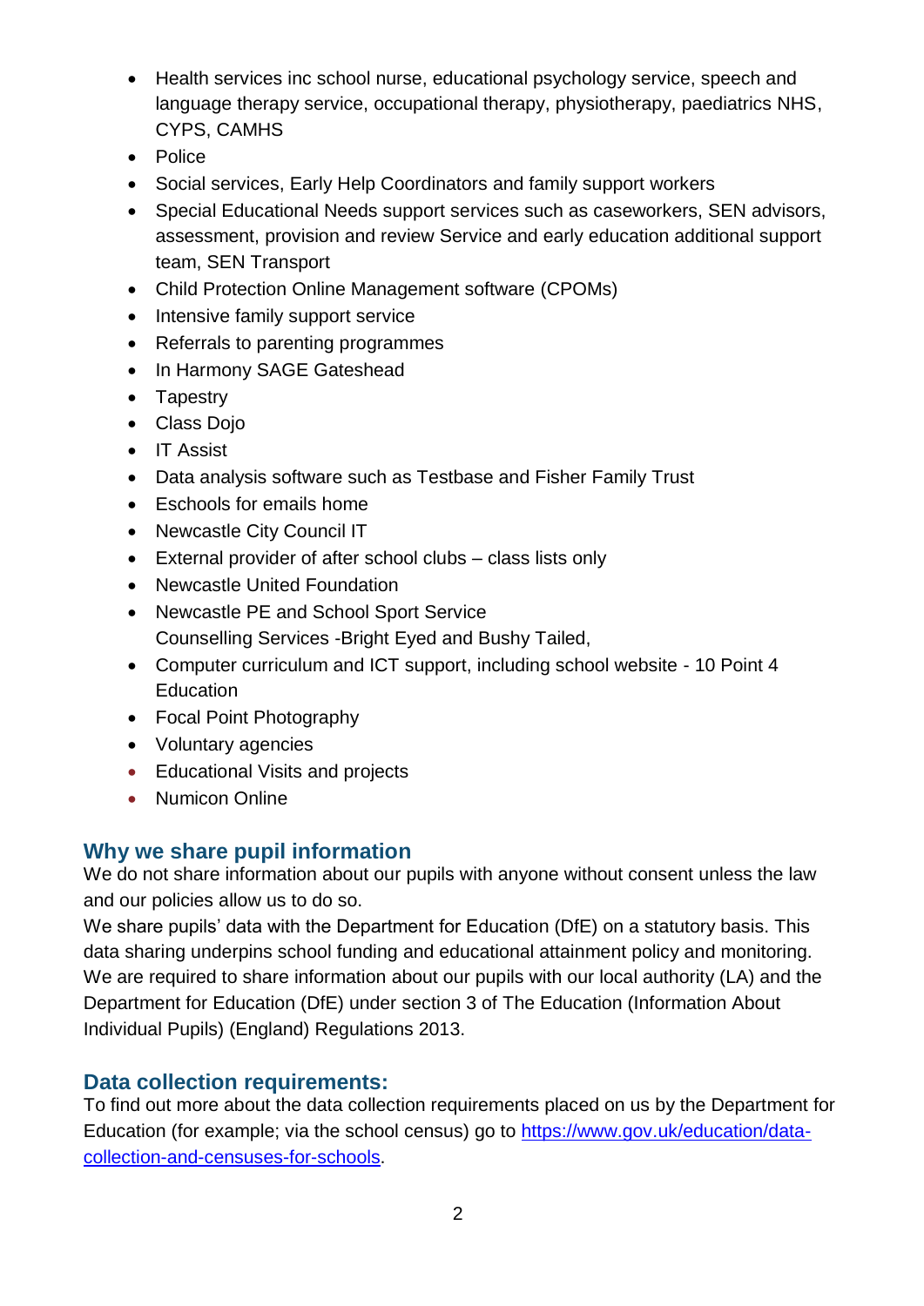- Health services inc school nurse, educational psychology service, speech and language therapy service, occupational therapy, physiotherapy, paediatrics NHS, CYPS, CAMHS
- Police
- Social services, Early Help Coordinators and family support workers
- Special Educational Needs support services such as caseworkers, SEN advisors, assessment, provision and review Service and early education additional support team, SEN Transport
- Child Protection Online Management software (CPOMs)
- Intensive family support service
- Referrals to parenting programmes
- In Harmony SAGE Gateshead
- Tapestry
- Class Dojo
- IT Assist
- Data analysis software such as Testbase and Fisher Family Trust
- Eschools for emails home
- Newcastle City Council IT
- External provider of after school clubs – class lists only
- Newcastle United Foundation
- Newcastle PE and School Sport Service
  Counselling Services -Bright Eyed and Bushy Tailed,
- Computer curriculum and ICT support, including school website - 10 Point 4 Education
- Focal Point Photography
- Voluntary agencies
- Educational Visits and projects
- Numicon Online

## Why we share pupil information

We do not share information about our pupils with anyone without consent unless the law and our policies allow us to do so.
We share pupils' data with the Department for Education (DfE) on a statutory basis. This data sharing underpins school funding and educational attainment policy and monitoring.
We are required to share information about our pupils with our local authority (LA) and the Department for Education (DfE) under section 3 of The Education (Information About Individual Pupils) (England) Regulations 2013.

## Data collection requirements:

To find out more about the data collection requirements placed on us by the Department for Education (for example; via the school census) go to [https://www.gov.uk/education/data-collection-and-censuses-for-schools](https://www.gov.uk/education/data-collection-and-censuses-for-schools).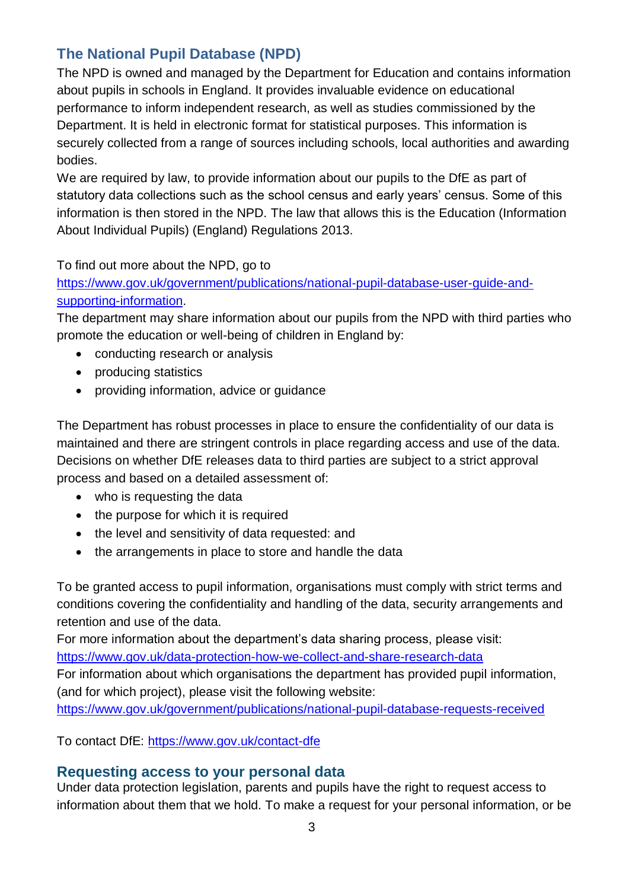## The National Pupil Database (NPD)

The NPD is owned and managed by the Department for Education and contains information about pupils in schools in England. It provides invaluable evidence on educational performance to inform independent research, as well as studies commissioned by the Department. It is held in electronic format for statistical purposes. This information is securely collected from a range of sources including schools, local authorities and awarding bodies.

We are required by law, to provide information about our pupils to the DfE as part of statutory data collections such as the school census and early years' census. Some of this information is then stored in the NPD. The law that allows this is the Education (Information About Individual Pupils) (England) Regulations 2013.

To find out more about the NPD, go to [https://www.gov.uk/government/publications/national-pupil-database-user-guide-and-supporting-information](https://www.gov.uk/government/publications/national-pupil-database-user-guide-and-supporting-information).

The department may share information about our pupils from the NPD with third parties who promote the education or well-being of children in England by:

- conducting research or analysis
- producing statistics
- providing information, advice or guidance

The Department has robust processes in place to ensure the confidentiality of our data is maintained and there are stringent controls in place regarding access and use of the data. Decisions on whether DfE releases data to third parties are subject to a strict approval process and based on a detailed assessment of:

- who is requesting the data
- the purpose for which it is required
- the level and sensitivity of data requested: and
- the arrangements in place to store and handle the data

To be granted access to pupil information, organisations must comply with strict terms and conditions covering the confidentiality and handling of the data, security arrangements and retention and use of the data.

For more information about the department's data sharing process, please visit: [https://www.gov.uk/data-protection-how-we-collect-and-share-research-data](https://www.gov.uk/data-protection-how-we-collect-and-share-research-data)

For information about which organisations the department has provided pupil information, (and for which project), please visit the following website: [https://www.gov.uk/government/publications/national-pupil-database-requests-received](https://www.gov.uk/government/publications/national-pupil-database-requests-received)

To contact DfE: [https://www.gov.uk/contact-dfe](https://www.gov.uk/contact-dfe)

## Requesting access to your personal data

Under data protection legislation, parents and pupils have the right to request access to information about them that we hold. To make a request for your personal information, or be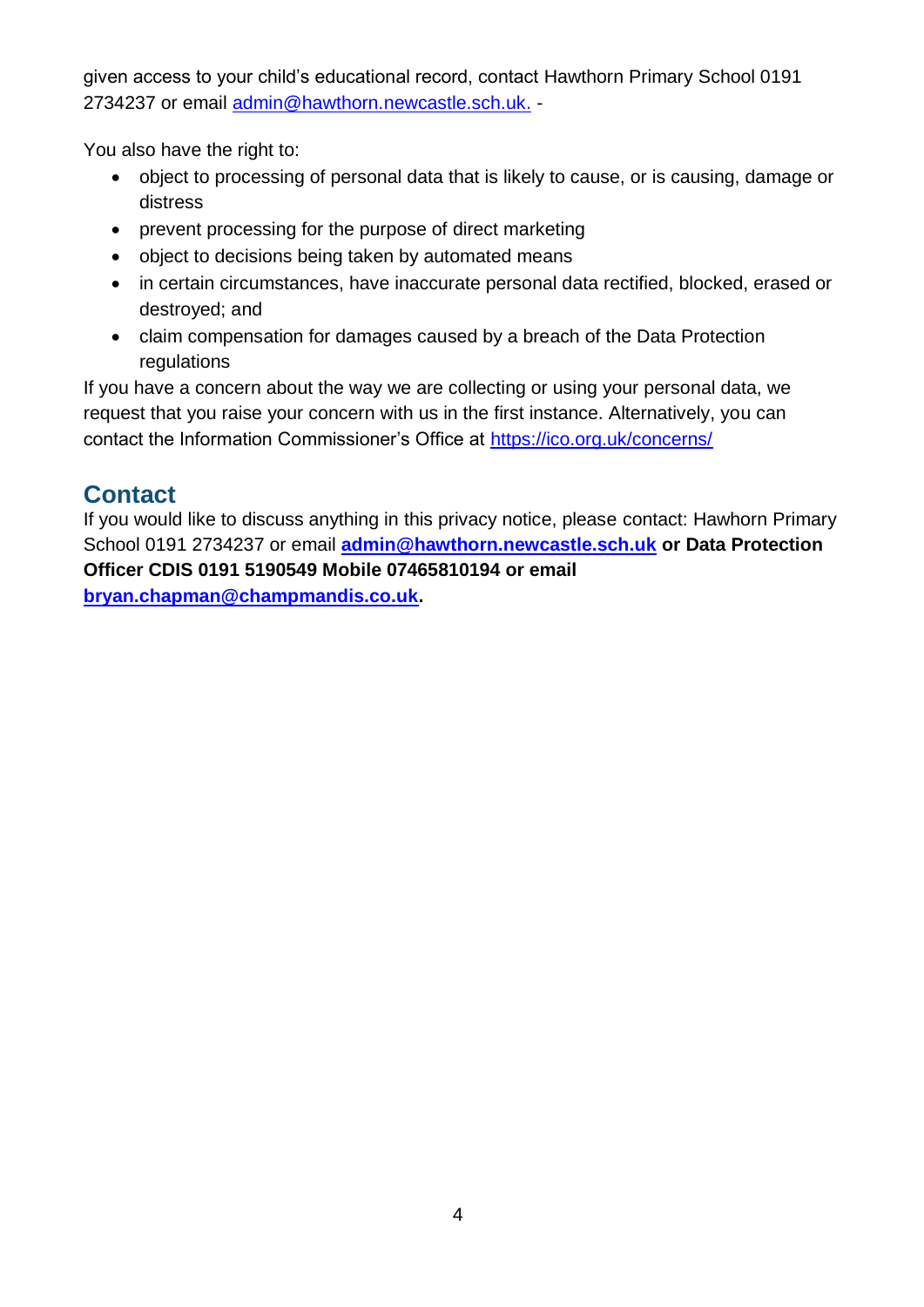given access to your child's educational record, contact Hawthorn Primary School 0191 2734237 or email admin@hawthorn.newcastle.sch.uk. -

You also have the right to:

- object to processing of personal data that is likely to cause, or is causing, damage or distress
- prevent processing for the purpose of direct marketing
- object to decisions being taken by automated means
- in certain circumstances, have inaccurate personal data rectified, blocked, erased or destroyed; and
- claim compensation for damages caused by a breach of the Data Protection regulations

If you have a concern about the way we are collecting or using your personal data, we request that you raise your concern with us in the first instance. Alternatively, you can contact the Information Commissioner's Office at https://ico.org.uk/concerns/

## Contact

If you would like to discuss anything in this privacy notice, please contact: Hawhorn Primary School 0191 2734237 or email **admin@hawthorn.newcastle.sch.uk or Data Protection Officer CDIS 0191 5190549 Mobile 07465810194 or email bryan.chapman@champmandis.co.uk.**